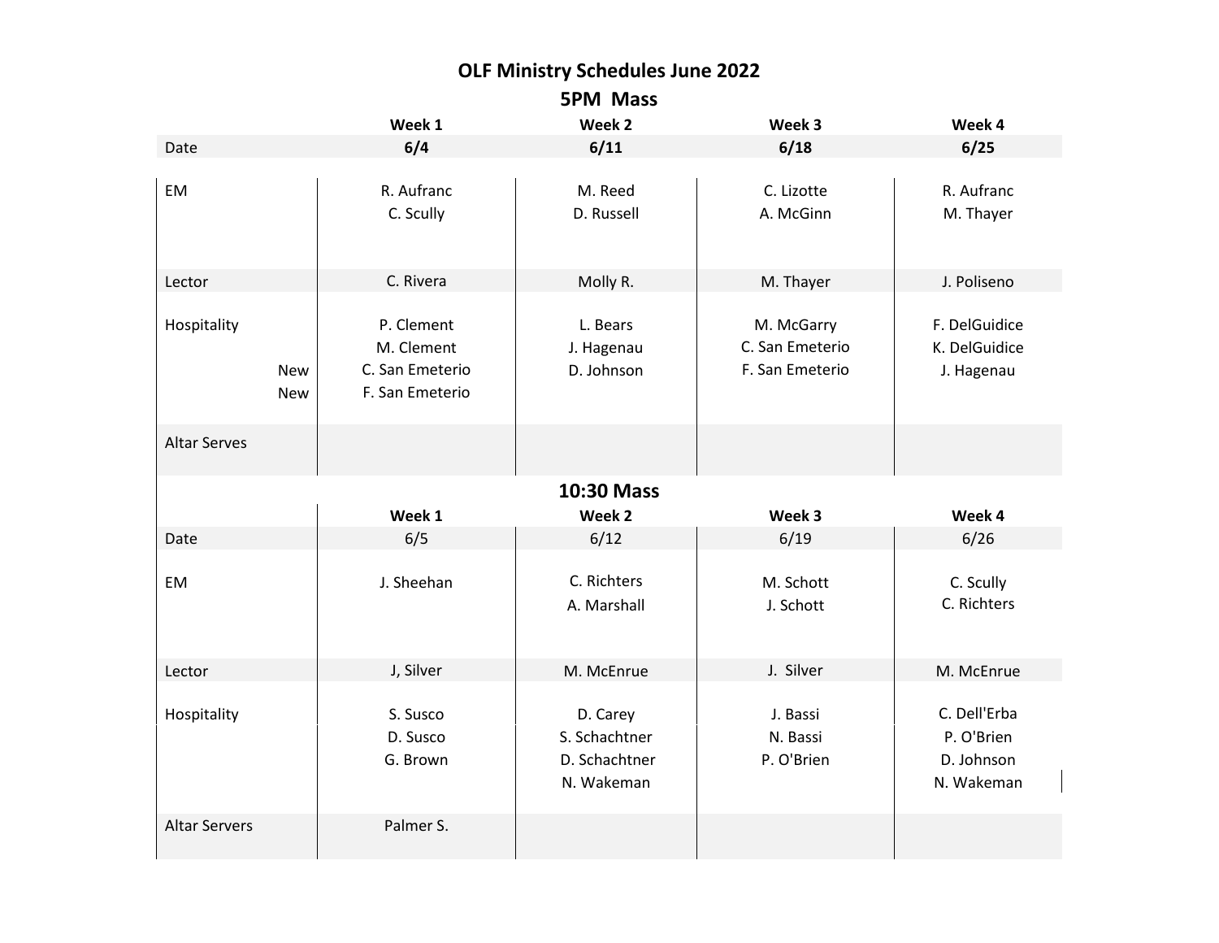# OLF Ministry Schedules June 2022

## 5PM Mass

| | Week 1 | Week 2 | Week 3 | Week 4 |
|---|---|---|---|---|
| Date | **6/4** | **6/11** | **6/18** | **6/25** |
| EM | R. Aufranc<br>C. Scully | M. Reed<br>D. Russell | C. Lizotte<br>A. McGinn | R. Aufranc<br>M. Thayer |
| Lector | C. Rivera | Molly R. | M. Thayer | J. Poliseno |
| Hospitality | P. Clement<br>M. Clement<br>C. San Emeterio (New)<br>F. San Emeterio (New) | L. Bears<br>J. Hagenau<br>D. Johnson | M. McGarry<br>C. San Emeterio<br>F. San Emeterio | F. DelGuidice<br>K. DelGuidice<br>J. Hagenau |
| Altar Serves | | | | |

## 10:30 Mass

| | Week 1 | Week 2 | Week 3 | Week 4 |
|---|---|---|---|---|
| Date | 6/5 | 6/12 | 6/19 | 6/26 |
| EM | J. Sheehan | C. Richters<br>A. Marshall | M. Schott<br>J. Schott | C. Scully<br>C. Richters |
| Lector | J, Silver | M. McEnrue | J. Silver | M. McEnrue |
| Hospitality | S. Susco<br>D. Susco<br>G. Brown | D. Carey<br>S. Schachtner<br>D. Schachtner<br>N. Wakeman | J. Bassi<br>N. Bassi<br>P. O'Brien | C. Dell'Erba<br>P. O'Brien<br>D. Johnson<br>N. Wakeman |
| Altar Servers | Palmer S. | | | |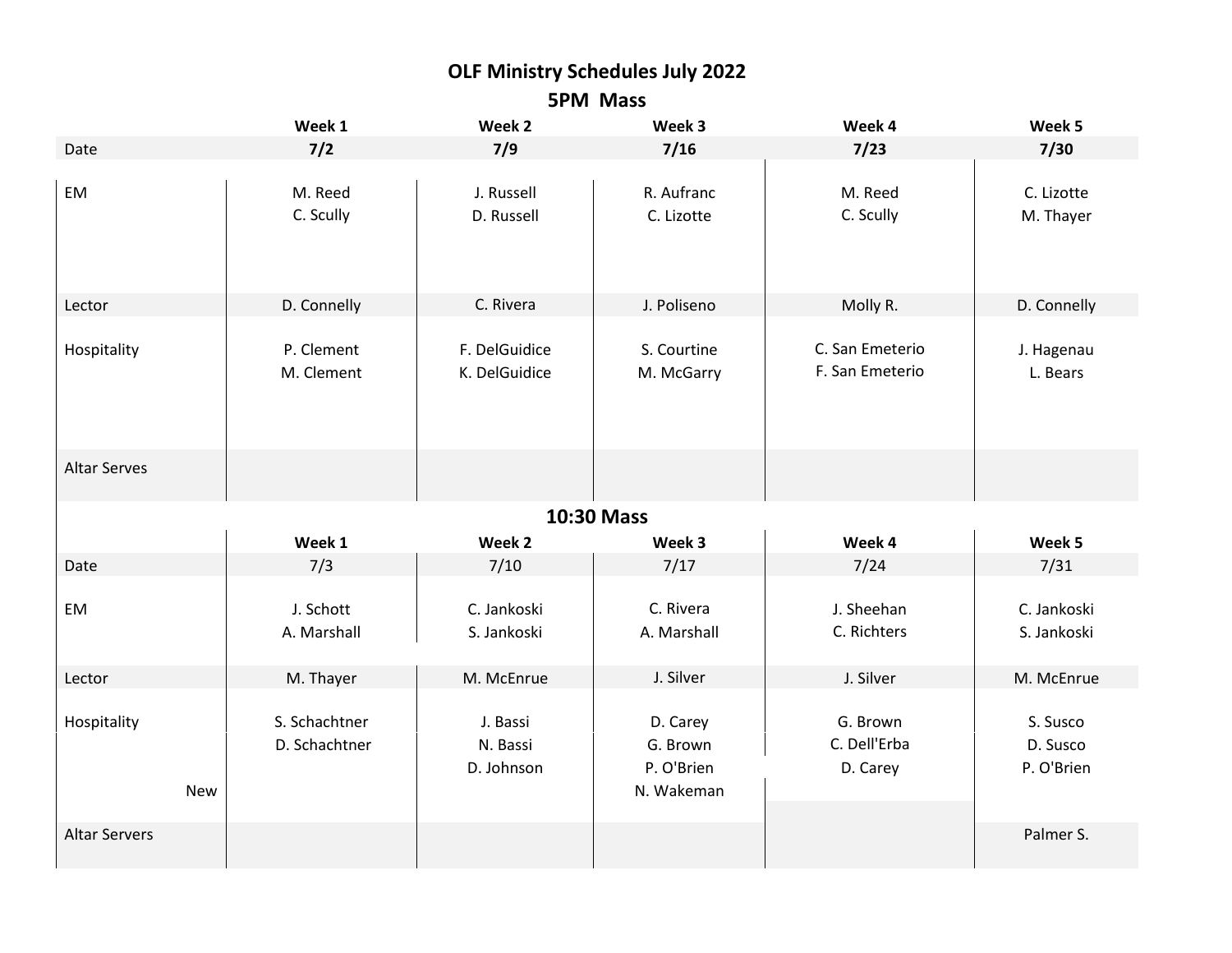# OLF Ministry Schedules July 2022

## 5PM Mass

| | Week 1 | Week 2 | Week 3 | Week 4 | Week 5 |
|---|---|---|---|---|---|
| Date | **7/2** | **7/9** | **7/16** | **7/23** | **7/30** |
| EM | M. Reed<br>C. Scully | J. Russell<br>D. Russell | R. Aufranc<br>C. Lizotte | M. Reed<br>C. Scully | C. Lizotte<br>M. Thayer |
| Lector | D. Connelly | C. Rivera | J. Poliseno | Molly R. | D. Connelly |
| Hospitality | P. Clement<br>M. Clement | F. DelGuidice<br>K. DelGuidice | S. Courtine<br>M. McGarry | C. San Emeterio<br>F. San Emeterio | J. Hagenau<br>L. Bears |
| Altar Serves | | | | | |

## 10:30 Mass

| | Week 1 | Week 2 | Week 3 | Week 4 | Week 5 |
|---|---|---|---|---|---|
| Date | 7/3 | 7/10 | 7/17 | 7/24 | 7/31 |
| EM | J. Schott<br>A. Marshall | C. Jankoski<br>S. Jankoski | C. Rivera<br>A. Marshall | J. Sheehan<br>C. Richters | C. Jankoski<br>S. Jankoski |
| Lector | M. Thayer | M. McEnrue | J. Silver | J. Silver | M. McEnrue |
| Hospitality | S. Schachtner<br>D. Schachtner | J. Bassi<br>N. Bassi<br>D. Johnson | D. Carey<br>G. Brown<br>P. O'Brien | G. Brown<br>C. Dell'Erba<br>D. Carey | S. Susco<br>D. Susco<br>P. O'Brien |
| New | | | N. Wakeman | | |
| Altar Servers | | | | | Palmer S. |